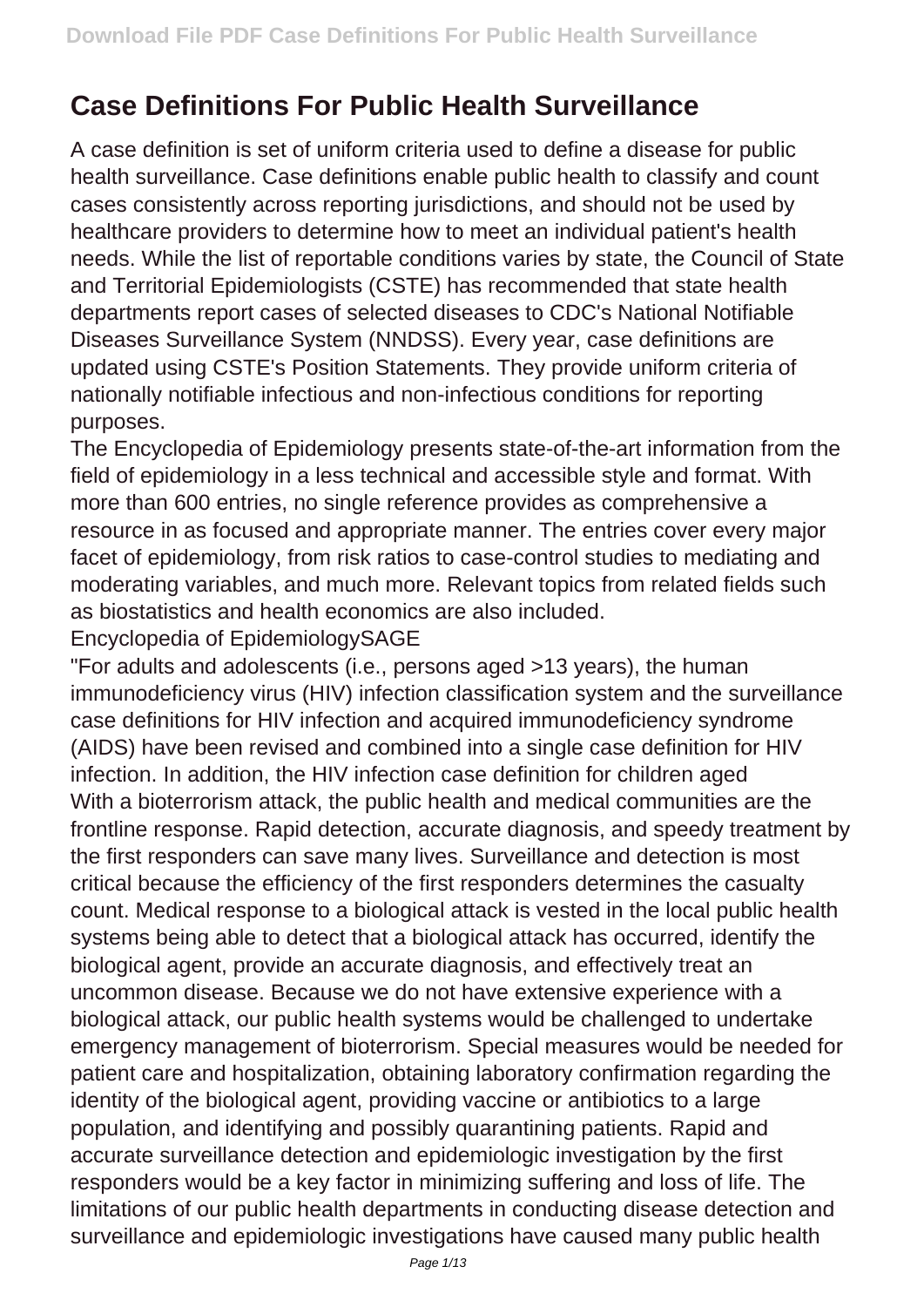# Case Definitions For Public Health Surveillance

A case definition is set of uniform criteria used to define a disease for public health surveillance. Case definitions enable public health to classify and count cases consistently across reporting jurisdictions, and should not be used by healthcare providers to determine how to meet an individual patient's health needs. While the list of reportable conditions varies by state, the Council of State and Territorial Epidemiologists (CSTE) has recommended that state health departments report cases of selected diseases to CDC's National Notifiable Diseases Surveillance System (NNDSS). Every year, case definitions are updated using CSTE's Position Statements. They provide uniform criteria of nationally notifiable infectious and non-infectious conditions for reporting purposes.

The Encyclopedia of Epidemiology presents state-of-the-art information from the field of epidemiology in a less technical and accessible style and format. With more than 600 entries, no single reference provides as comprehensive a resource in as focused and appropriate manner. The entries cover every major facet of epidemiology, from risk ratios to case-control studies to mediating and moderating variables, and much more. Relevant topics from related fields such as biostatistics and health economics are also included.

Encyclopedia of EpidemiologySAGE

"For adults and adolescents (i.e., persons aged >13 years), the human immunodeficiency virus (HIV) infection classification system and the surveillance case definitions for HIV infection and acquired immunodeficiency syndrome (AIDS) have been revised and combined into a single case definition for HIV infection. In addition, the HIV infection case definition for children aged

With a bioterrorism attack, the public health and medical communities are the frontline response. Rapid detection, accurate diagnosis, and speedy treatment by the first responders can save many lives. Surveillance and detection is most critical because the efficiency of the first responders determines the casualty count. Medical response to a biological attack is vested in the local public health systems being able to detect that a biological attack has occurred, identify the biological agent, provide an accurate diagnosis, and effectively treat an uncommon disease. Because we do not have extensive experience with a biological attack, our public health systems would be challenged to undertake emergency management of bioterrorism. Special measures would be needed for patient care and hospitalization, obtaining laboratory confirmation regarding the identity of the biological agent, providing vaccine or antibiotics to a large population, and identifying and possibly quarantining patients. Rapid and accurate surveillance detection and epidemiologic investigation by the first responders would be a key factor in minimizing suffering and loss of life. The limitations of our public health departments in conducting disease detection and surveillance and epidemiologic investigations have caused many public health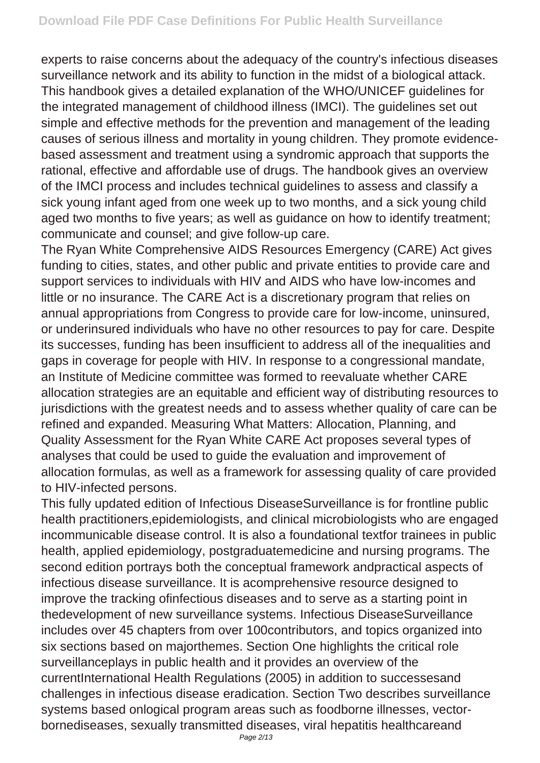experts to raise concerns about the adequacy of the country's infectious diseases surveillance network and its ability to function in the midst of a biological attack.

This handbook gives a detailed explanation of the WHO/UNICEF guidelines for the integrated management of childhood illness (IMCI). The guidelines set out simple and effective methods for the prevention and management of the leading causes of serious illness and mortality in young children. They promote evidence-based assessment and treatment using a syndromic approach that supports the rational, effective and affordable use of drugs. The handbook gives an overview of the IMCI process and includes technical guidelines to assess and classify a sick young infant aged from one week up to two months, and a sick young child aged two months to five years; as well as guidance on how to identify treatment; communicate and counsel; and give follow-up care.

The Ryan White Comprehensive AIDS Resources Emergency (CARE) Act gives funding to cities, states, and other public and private entities to provide care and support services to individuals with HIV and AIDS who have low-incomes and little or no insurance. The CARE Act is a discretionary program that relies on annual appropriations from Congress to provide care for low-income, uninsured, or underinsured individuals who have no other resources to pay for care. Despite its successes, funding has been insufficient to address all of the inequalities and gaps in coverage for people with HIV. In response to a congressional mandate, an Institute of Medicine committee was formed to reevaluate whether CARE allocation strategies are an equitable and efficient way of distributing resources to jurisdictions with the greatest needs and to assess whether quality of care can be refined and expanded. Measuring What Matters: Allocation, Planning, and Quality Assessment for the Ryan White CARE Act proposes several types of analyses that could be used to guide the evaluation and improvement of allocation formulas, as well as a framework for assessing quality of care provided to HIV-infected persons.

This fully updated edition of Infectious DiseaseSurveillance is for frontline public health practitioners,epidemiologists, and clinical microbiologists who are engaged incommunicable disease control. It is also a foundational textfor trainees in public health, applied epidemiology, postgraduatemedicine and nursing programs. The second edition portrays both the conceptual framework andpractical aspects of infectious disease surveillance. It is acomprehensive resource designed to improve the tracking ofinfectious diseases and to serve as a starting point in thedevelopment of new surveillance systems. Infectious DiseaseSurveillance includes over 45 chapters from over 100contributors, and topics organized into six sections based on majorthemes. Section One highlights the critical role surveillanceplays in public health and it provides an overview of the currentInternational Health Regulations (2005) in addition to successesand challenges in infectious disease eradication. Section Two describes surveillance systems based onlogical program areas such as foodborne illnesses, vector-bornediseases, sexually transmitted diseases, viral hepatitis healthcareand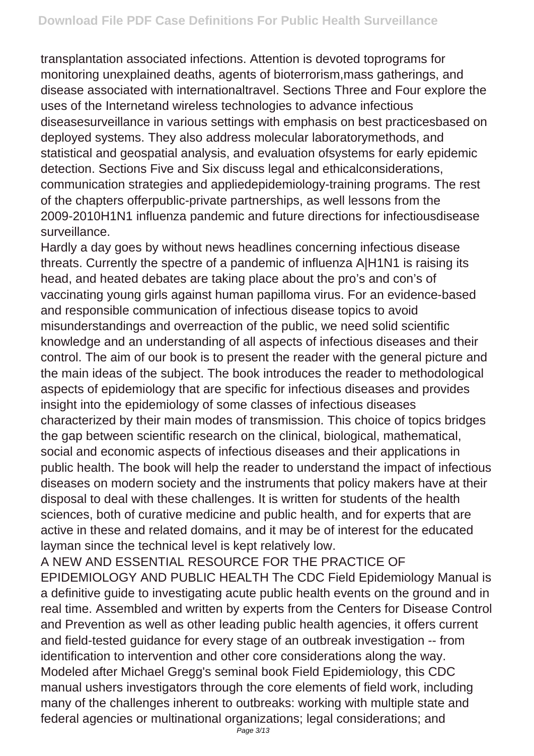transplantation associated infections. Attention is devoted toprograms for monitoring unexplained deaths, agents of bioterrorism,mass gatherings, and disease associated with internationaltravel. Sections Three and Four explore the uses of the Internetand wireless technologies to advance infectious diseasesurveillance in various settings with emphasis on best practicesbased on deployed systems. They also address molecular laboratorymethods, and statistical and geospatial analysis, and evaluation ofsystems for early epidemic detection. Sections Five and Six discuss legal and ethicalconsiderations, communication strategies and appliedepidemiology-training programs. The rest of the chapters offerpublic-private partnerships, as well lessons from the 2009-2010H1N1 influenza pandemic and future directions for infectiousdisease surveillance.

Hardly a day goes by without news headlines concerning infectious disease threats. Currently the spectre of a pandemic of influenza A|H1N1 is raising its head, and heated debates are taking place about the pro's and con's of vaccinating young girls against human papilloma virus. For an evidence-based and responsible communication of infectious disease topics to avoid misunderstandings and overreaction of the public, we need solid scientific knowledge and an understanding of all aspects of infectious diseases and their control. The aim of our book is to present the reader with the general picture and the main ideas of the subject. The book introduces the reader to methodological aspects of epidemiology that are specific for infectious diseases and provides insight into the epidemiology of some classes of infectious diseases characterized by their main modes of transmission. This choice of topics bridges the gap between scientific research on the clinical, biological, mathematical, social and economic aspects of infectious diseases and their applications in public health. The book will help the reader to understand the impact of infectious diseases on modern society and the instruments that policy makers have at their disposal to deal with these challenges. It is written for students of the health sciences, both of curative medicine and public health, and for experts that are active in these and related domains, and it may be of interest for the educated layman since the technical level is kept relatively low.

A NEW AND ESSENTIAL RESOURCE FOR THE PRACTICE OF EPIDEMIOLOGY AND PUBLIC HEALTH The CDC Field Epidemiology Manual is a definitive guide to investigating acute public health events on the ground and in real time. Assembled and written by experts from the Centers for Disease Control and Prevention as well as other leading public health agencies, it offers current and field-tested guidance for every stage of an outbreak investigation -- from identification to intervention and other core considerations along the way. Modeled after Michael Gregg's seminal book Field Epidemiology, this CDC manual ushers investigators through the core elements of field work, including many of the challenges inherent to outbreaks: working with multiple state and federal agencies or multinational organizations; legal considerations; and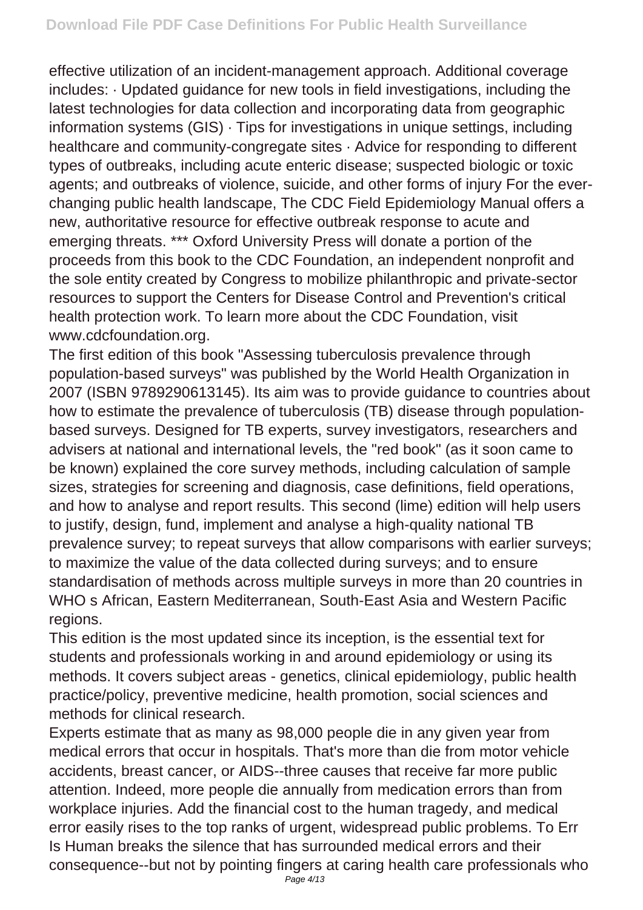effective utilization of an incident-management approach. Additional coverage includes: · Updated guidance for new tools in field investigations, including the latest technologies for data collection and incorporating data from geographic information systems (GIS) · Tips for investigations in unique settings, including healthcare and community-congregate sites · Advice for responding to different types of outbreaks, including acute enteric disease; suspected biologic or toxic agents; and outbreaks of violence, suicide, and other forms of injury For the ever-changing public health landscape, The CDC Field Epidemiology Manual offers a new, authoritative resource for effective outbreak response to acute and emerging threats. *** Oxford University Press will donate a portion of the proceeds from this book to the CDC Foundation, an independent nonprofit and the sole entity created by Congress to mobilize philanthropic and private-sector resources to support the Centers for Disease Control and Prevention's critical health protection work. To learn more about the CDC Foundation, visit www.cdcfoundation.org.

The first edition of this book "Assessing tuberculosis prevalence through population-based surveys" was published by the World Health Organization in 2007 (ISBN 9789290613145). Its aim was to provide guidance to countries about how to estimate the prevalence of tuberculosis (TB) disease through population-based surveys. Designed for TB experts, survey investigators, researchers and advisers at national and international levels, the "red book" (as it soon came to be known) explained the core survey methods, including calculation of sample sizes, strategies for screening and diagnosis, case definitions, field operations, and how to analyse and report results. This second (lime) edition will help users to justify, design, fund, implement and analyse a high-quality national TB prevalence survey; to repeat surveys that allow comparisons with earlier surveys; to maximize the value of the data collected during surveys; and to ensure standardisation of methods across multiple surveys in more than 20 countries in WHO s African, Eastern Mediterranean, South-East Asia and Western Pacific regions.

This edition is the most updated since its inception, is the essential text for students and professionals working in and around epidemiology or using its methods. It covers subject areas - genetics, clinical epidemiology, public health practice/policy, preventive medicine, health promotion, social sciences and methods for clinical research.

Experts estimate that as many as 98,000 people die in any given year from medical errors that occur in hospitals. That's more than die from motor vehicle accidents, breast cancer, or AIDS--three causes that receive far more public attention. Indeed, more people die annually from medication errors than from workplace injuries. Add the financial cost to the human tragedy, and medical error easily rises to the top ranks of urgent, widespread public problems. To Err Is Human breaks the silence that has surrounded medical errors and their consequence--but not by pointing fingers at caring health care professionals who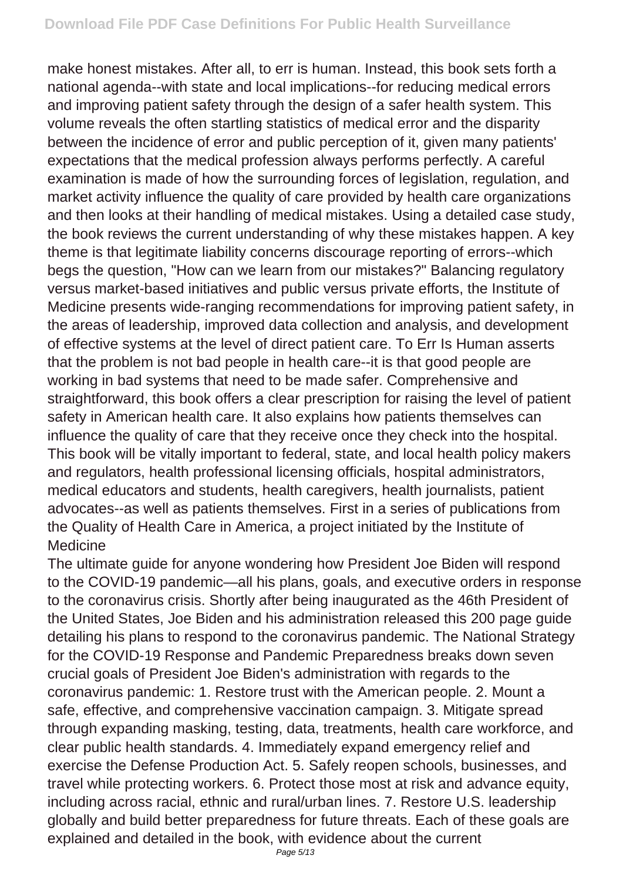make honest mistakes. After all, to err is human. Instead, this book sets forth a national agenda--with state and local implications--for reducing medical errors and improving patient safety through the design of a safer health system. This volume reveals the often startling statistics of medical error and the disparity between the incidence of error and public perception of it, given many patients' expectations that the medical profession always performs perfectly. A careful examination is made of how the surrounding forces of legislation, regulation, and market activity influence the quality of care provided by health care organizations and then looks at their handling of medical mistakes. Using a detailed case study, the book reviews the current understanding of why these mistakes happen. A key theme is that legitimate liability concerns discourage reporting of errors--which begs the question, "How can we learn from our mistakes?" Balancing regulatory versus market-based initiatives and public versus private efforts, the Institute of Medicine presents wide-ranging recommendations for improving patient safety, in the areas of leadership, improved data collection and analysis, and development of effective systems at the level of direct patient care. To Err Is Human asserts that the problem is not bad people in health care--it is that good people are working in bad systems that need to be made safer. Comprehensive and straightforward, this book offers a clear prescription for raising the level of patient safety in American health care. It also explains how patients themselves can influence the quality of care that they receive once they check into the hospital. This book will be vitally important to federal, state, and local health policy makers and regulators, health professional licensing officials, hospital administrators, medical educators and students, health caregivers, health journalists, patient advocates--as well as patients themselves. First in a series of publications from the Quality of Health Care in America, a project initiated by the Institute of Medicine

The ultimate guide for anyone wondering how President Joe Biden will respond to the COVID-19 pandemic—all his plans, goals, and executive orders in response to the coronavirus crisis. Shortly after being inaugurated as the 46th President of the United States, Joe Biden and his administration released this 200 page guide detailing his plans to respond to the coronavirus pandemic. The National Strategy for the COVID-19 Response and Pandemic Preparedness breaks down seven crucial goals of President Joe Biden's administration with regards to the coronavirus pandemic: 1. Restore trust with the American people. 2. Mount a safe, effective, and comprehensive vaccination campaign. 3. Mitigate spread through expanding masking, testing, data, treatments, health care workforce, and clear public health standards. 4. Immediately expand emergency relief and exercise the Defense Production Act. 5. Safely reopen schools, businesses, and travel while protecting workers. 6. Protect those most at risk and advance equity, including across racial, ethnic and rural/urban lines. 7. Restore U.S. leadership globally and build better preparedness for future threats. Each of these goals are explained and detailed in the book, with evidence about the current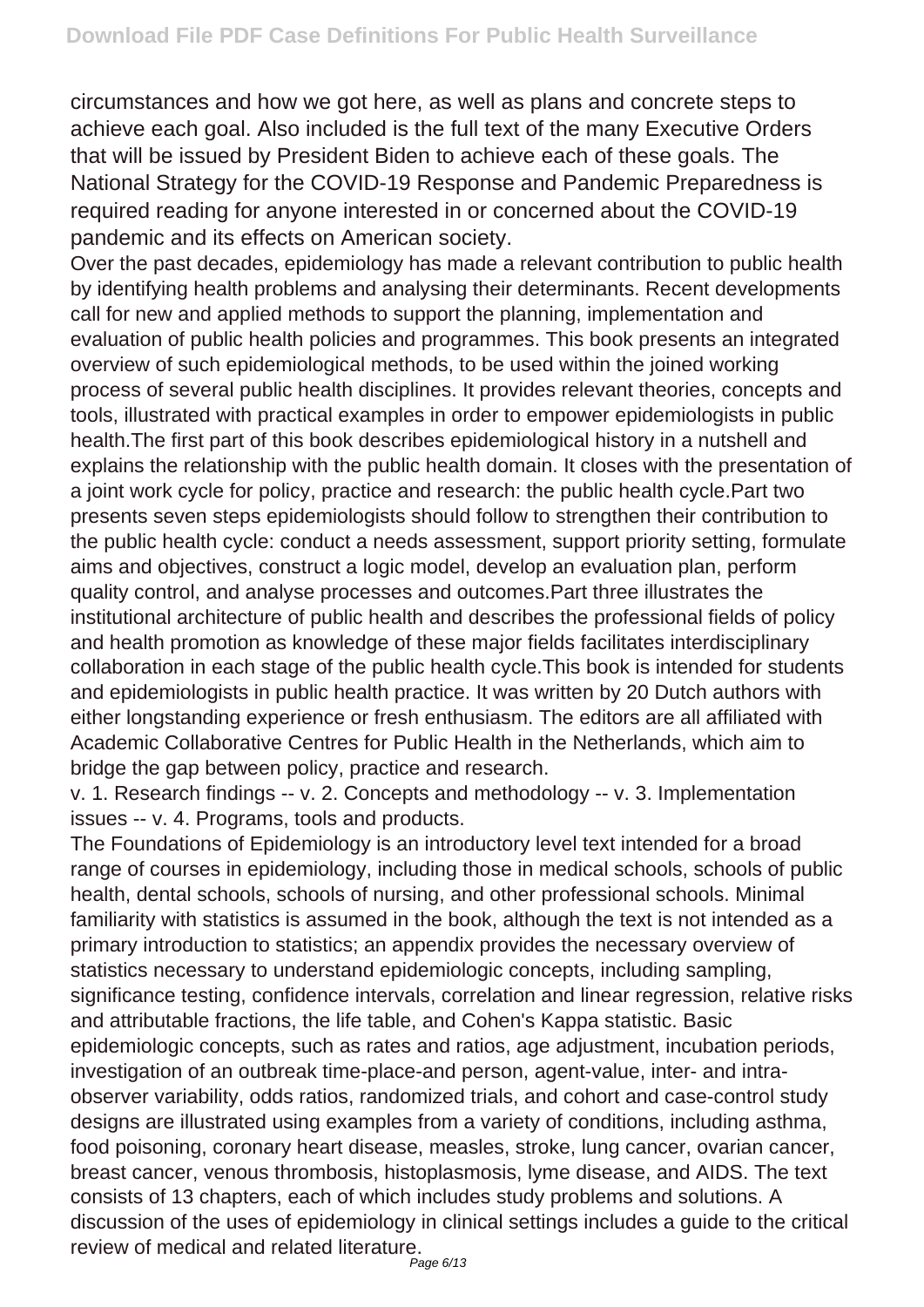circumstances and how we got here, as well as plans and concrete steps to achieve each goal. Also included is the full text of the many Executive Orders that will be issued by President Biden to achieve each of these goals. The National Strategy for the COVID-19 Response and Pandemic Preparedness is required reading for anyone interested in or concerned about the COVID-19 pandemic and its effects on American society.

Over the past decades, epidemiology has made a relevant contribution to public health by identifying health problems and analysing their determinants. Recent developments call for new and applied methods to support the planning, implementation and evaluation of public health policies and programmes. This book presents an integrated overview of such epidemiological methods, to be used within the joined working process of several public health disciplines. It provides relevant theories, concepts and tools, illustrated with practical examples in order to empower epidemiologists in public health.The first part of this book describes epidemiological history in a nutshell and explains the relationship with the public health domain. It closes with the presentation of a joint work cycle for policy, practice and research: the public health cycle.Part two presents seven steps epidemiologists should follow to strengthen their contribution to the public health cycle: conduct a needs assessment, support priority setting, formulate aims and objectives, construct a logic model, develop an evaluation plan, perform quality control, and analyse processes and outcomes.Part three illustrates the institutional architecture of public health and describes the professional fields of policy and health promotion as knowledge of these major fields facilitates interdisciplinary collaboration in each stage of the public health cycle.This book is intended for students and epidemiologists in public health practice. It was written by 20 Dutch authors with either longstanding experience or fresh enthusiasm. The editors are all affiliated with Academic Collaborative Centres for Public Health in the Netherlands, which aim to bridge the gap between policy, practice and research.

v. 1. Research findings -- v. 2. Concepts and methodology -- v. 3. Implementation issues -- v. 4. Programs, tools and products.

The Foundations of Epidemiology is an introductory level text intended for a broad range of courses in epidemiology, including those in medical schools, schools of public health, dental schools, schools of nursing, and other professional schools. Minimal familiarity with statistics is assumed in the book, although the text is not intended as a primary introduction to statistics; an appendix provides the necessary overview of statistics necessary to understand epidemiologic concepts, including sampling, significance testing, confidence intervals, correlation and linear regression, relative risks and attributable fractions, the life table, and Cohen's Kappa statistic. Basic epidemiologic concepts, such as rates and ratios, age adjustment, incubation periods, investigation of an outbreak time-place-and person, agent-value, inter- and intra-observer variability, odds ratios, randomized trials, and cohort and case-control study designs are illustrated using examples from a variety of conditions, including asthma, food poisoning, coronary heart disease, measles, stroke, lung cancer, ovarian cancer, breast cancer, venous thrombosis, histoplasmosis, lyme disease, and AIDS. The text consists of 13 chapters, each of which includes study problems and solutions. A discussion of the uses of epidemiology in clinical settings includes a guide to the critical review of medical and related literature.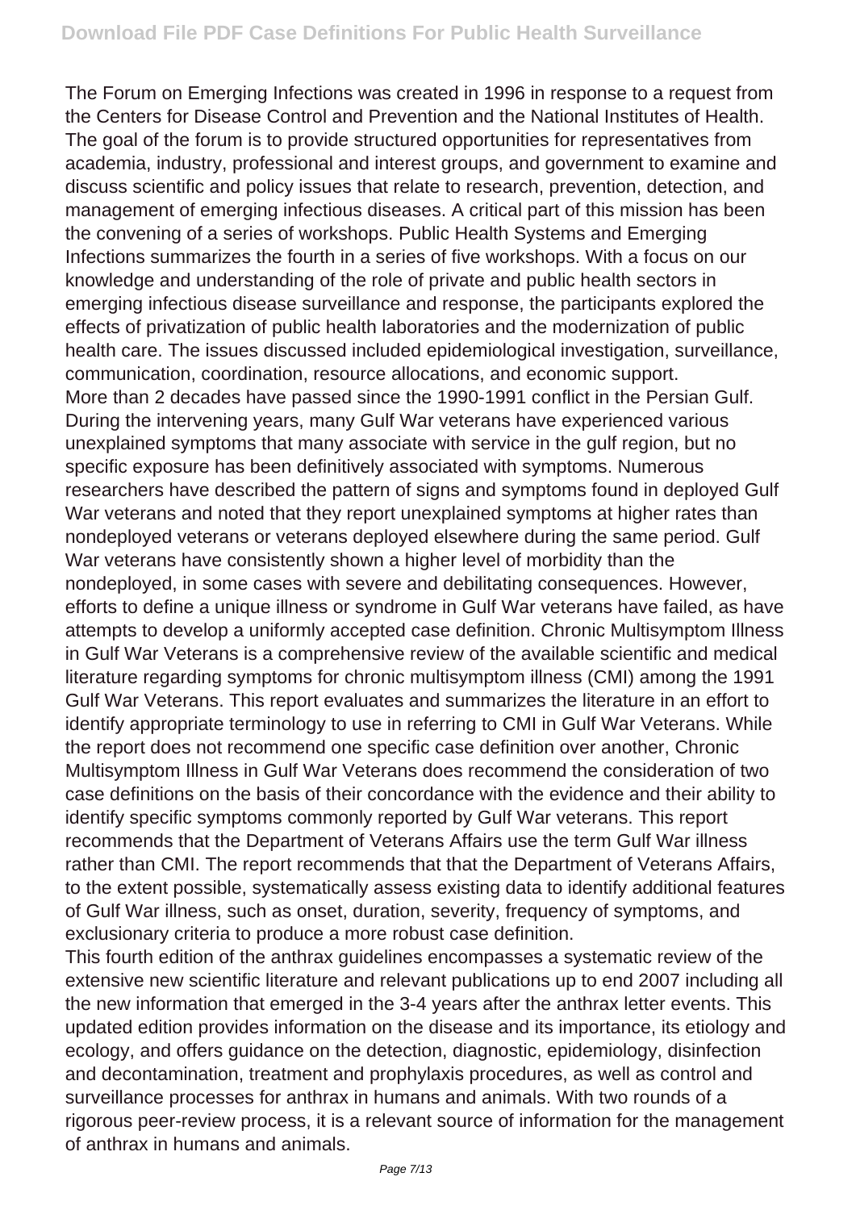The Forum on Emerging Infections was created in 1996 in response to a request from the Centers for Disease Control and Prevention and the National Institutes of Health. The goal of the forum is to provide structured opportunities for representatives from academia, industry, professional and interest groups, and government to examine and discuss scientific and policy issues that relate to research, prevention, detection, and management of emerging infectious diseases. A critical part of this mission has been the convening of a series of workshops. Public Health Systems and Emerging Infections summarizes the fourth in a series of five workshops. With a focus on our knowledge and understanding of the role of private and public health sectors in emerging infectious disease surveillance and response, the participants explored the effects of privatization of public health laboratories and the modernization of public health care. The issues discussed included epidemiological investigation, surveillance, communication, coordination, resource allocations, and economic support.
More than 2 decades have passed since the 1990-1991 conflict in the Persian Gulf. During the intervening years, many Gulf War veterans have experienced various unexplained symptoms that many associate with service in the gulf region, but no specific exposure has been definitively associated with symptoms. Numerous researchers have described the pattern of signs and symptoms found in deployed Gulf War veterans and noted that they report unexplained symptoms at higher rates than nondeployed veterans or veterans deployed elsewhere during the same period. Gulf War veterans have consistently shown a higher level of morbidity than the nondeployed, in some cases with severe and debilitating consequences. However, efforts to define a unique illness or syndrome in Gulf War veterans have failed, as have attempts to develop a uniformly accepted case definition. Chronic Multisymptom Illness in Gulf War Veterans is a comprehensive review of the available scientific and medical literature regarding symptoms for chronic multisymptom illness (CMI) among the 1991 Gulf War Veterans. This report evaluates and summarizes the literature in an effort to identify appropriate terminology to use in referring to CMI in Gulf War Veterans. While the report does not recommend one specific case definition over another, Chronic Multisymptom Illness in Gulf War Veterans does recommend the consideration of two case definitions on the basis of their concordance with the evidence and their ability to identify specific symptoms commonly reported by Gulf War veterans. This report recommends that the Department of Veterans Affairs use the term Gulf War illness rather than CMI. The report recommends that that the Department of Veterans Affairs, to the extent possible, systematically assess existing data to identify additional features of Gulf War illness, such as onset, duration, severity, frequency of symptoms, and exclusionary criteria to produce a more robust case definition.
This fourth edition of the anthrax guidelines encompasses a systematic review of the extensive new scientific literature and relevant publications up to end 2007 including all the new information that emerged in the 3-4 years after the anthrax letter events. This updated edition provides information on the disease and its importance, its etiology and ecology, and offers guidance on the detection, diagnostic, epidemiology, disinfection and decontamination, treatment and prophylaxis procedures, as well as control and surveillance processes for anthrax in humans and animals. With two rounds of a rigorous peer-review process, it is a relevant source of information for the management of anthrax in humans and animals.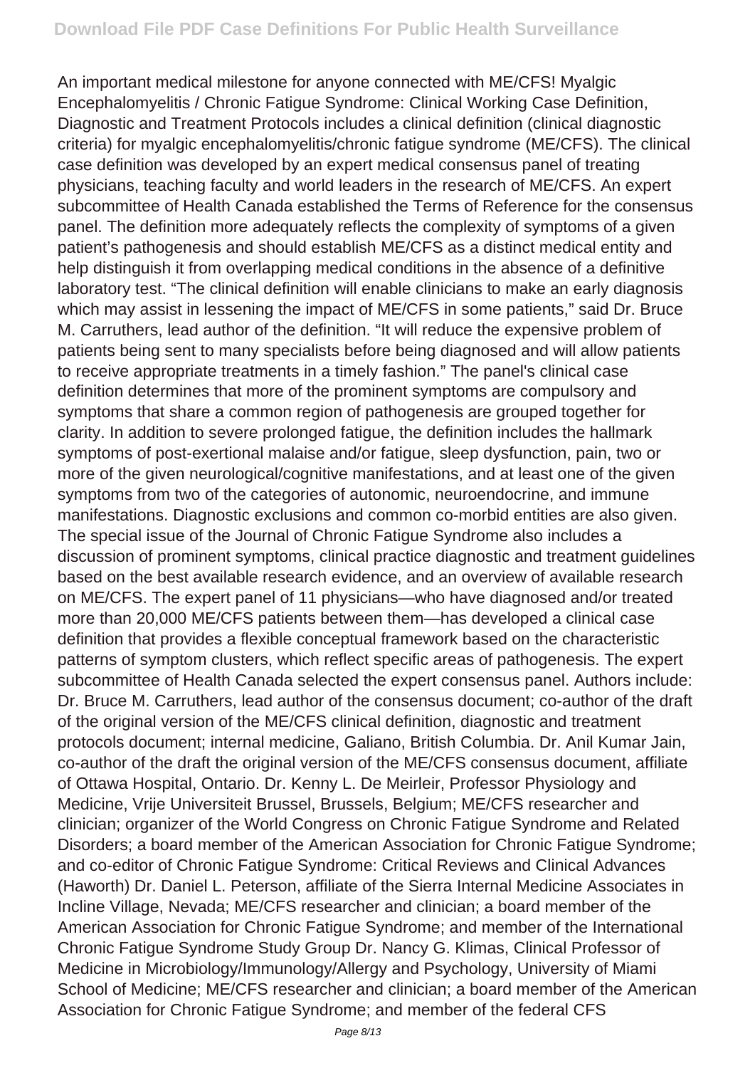An important medical milestone for anyone connected with ME/CFS! Myalgic Encephalomyelitis / Chronic Fatigue Syndrome: Clinical Working Case Definition, Diagnostic and Treatment Protocols includes a clinical definition (clinical diagnostic criteria) for myalgic encephalomyelitis/chronic fatigue syndrome (ME/CFS). The clinical case definition was developed by an expert medical consensus panel of treating physicians, teaching faculty and world leaders in the research of ME/CFS. An expert subcommittee of Health Canada established the Terms of Reference for the consensus panel. The definition more adequately reflects the complexity of symptoms of a given patient's pathogenesis and should establish ME/CFS as a distinct medical entity and help distinguish it from overlapping medical conditions in the absence of a definitive laboratory test. "The clinical definition will enable clinicians to make an early diagnosis which may assist in lessening the impact of ME/CFS in some patients," said Dr. Bruce M. Carruthers, lead author of the definition. "It will reduce the expensive problem of patients being sent to many specialists before being diagnosed and will allow patients to receive appropriate treatments in a timely fashion." The panel's clinical case definition determines that more of the prominent symptoms are compulsory and symptoms that share a common region of pathogenesis are grouped together for clarity. In addition to severe prolonged fatigue, the definition includes the hallmark symptoms of post-exertional malaise and/or fatigue, sleep dysfunction, pain, two or more of the given neurological/cognitive manifestations, and at least one of the given symptoms from two of the categories of autonomic, neuroendocrine, and immune manifestations. Diagnostic exclusions and common co-morbid entities are also given. The special issue of the Journal of Chronic Fatigue Syndrome also includes a discussion of prominent symptoms, clinical practice diagnostic and treatment guidelines based on the best available research evidence, and an overview of available research on ME/CFS. The expert panel of 11 physicians—who have diagnosed and/or treated more than 20,000 ME/CFS patients between them—has developed a clinical case definition that provides a flexible conceptual framework based on the characteristic patterns of symptom clusters, which reflect specific areas of pathogenesis. The expert subcommittee of Health Canada selected the expert consensus panel. Authors include: Dr. Bruce M. Carruthers, lead author of the consensus document; co-author of the draft of the original version of the ME/CFS clinical definition, diagnostic and treatment protocols document; internal medicine, Galiano, British Columbia. Dr. Anil Kumar Jain, co-author of the draft the original version of the ME/CFS consensus document, affiliate of Ottawa Hospital, Ontario. Dr. Kenny L. De Meirleir, Professor Physiology and Medicine, Vrije Universiteit Brussel, Brussels, Belgium; ME/CFS researcher and clinician; organizer of the World Congress on Chronic Fatigue Syndrome and Related Disorders; a board member of the American Association for Chronic Fatigue Syndrome; and co-editor of Chronic Fatigue Syndrome: Critical Reviews and Clinical Advances (Haworth) Dr. Daniel L. Peterson, affiliate of the Sierra Internal Medicine Associates in Incline Village, Nevada; ME/CFS researcher and clinician; a board member of the American Association for Chronic Fatigue Syndrome; and member of the International Chronic Fatigue Syndrome Study Group Dr. Nancy G. Klimas, Clinical Professor of Medicine in Microbiology/Immunology/Allergy and Psychology, University of Miami School of Medicine; ME/CFS researcher and clinician; a board member of the American Association for Chronic Fatigue Syndrome; and member of the federal CFS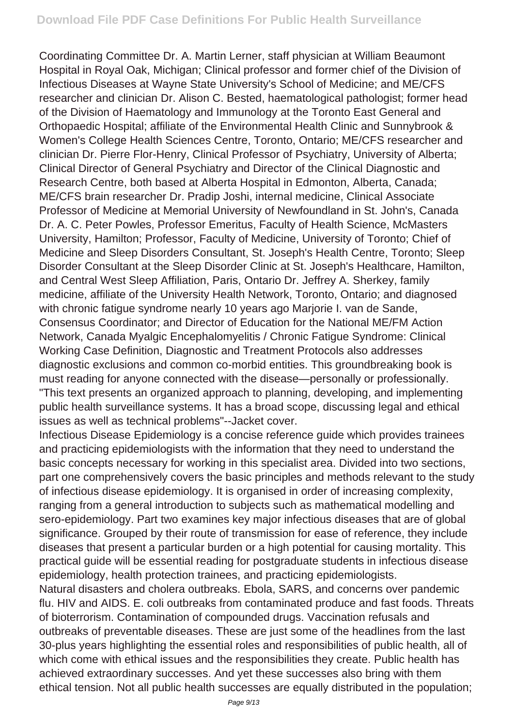Coordinating Committee Dr. A. Martin Lerner, staff physician at William Beaumont Hospital in Royal Oak, Michigan; Clinical professor and former chief of the Division of Infectious Diseases at Wayne State University's School of Medicine; and ME/CFS researcher and clinician Dr. Alison C. Bested, haematological pathologist; former head of the Division of Haematology and Immunology at the Toronto East General and Orthopaedic Hospital; affiliate of the Environmental Health Clinic and Sunnybrook & Women's College Health Sciences Centre, Toronto, Ontario; ME/CFS researcher and clinician Dr. Pierre Flor-Henry, Clinical Professor of Psychiatry, University of Alberta; Clinical Director of General Psychiatry and Director of the Clinical Diagnostic and Research Centre, both based at Alberta Hospital in Edmonton, Alberta, Canada; ME/CFS brain researcher Dr. Pradip Joshi, internal medicine, Clinical Associate Professor of Medicine at Memorial University of Newfoundland in St. John's, Canada Dr. A. C. Peter Powles, Professor Emeritus, Faculty of Health Science, McMasters University, Hamilton; Professor, Faculty of Medicine, University of Toronto; Chief of Medicine and Sleep Disorders Consultant, St. Joseph's Health Centre, Toronto; Sleep Disorder Consultant at the Sleep Disorder Clinic at St. Joseph's Healthcare, Hamilton, and Central West Sleep Affiliation, Paris, Ontario Dr. Jeffrey A. Sherkey, family medicine, affiliate of the University Health Network, Toronto, Ontario; and diagnosed with chronic fatigue syndrome nearly 10 years ago Marjorie I. van de Sande, Consensus Coordinator; and Director of Education for the National ME/FM Action Network, Canada Myalgic Encephalomyelitis / Chronic Fatigue Syndrome: Clinical Working Case Definition, Diagnostic and Treatment Protocols also addresses diagnostic exclusions and common co-morbid entities. This groundbreaking book is must reading for anyone connected with the disease—personally or professionally.

"This text presents an organized approach to planning, developing, and implementing public health surveillance systems. It has a broad scope, discussing legal and ethical issues as well as technical problems"--Jacket cover.

Infectious Disease Epidemiology is a concise reference guide which provides trainees and practicing epidemiologists with the information that they need to understand the basic concepts necessary for working in this specialist area. Divided into two sections, part one comprehensively covers the basic principles and methods relevant to the study of infectious disease epidemiology. It is organised in order of increasing complexity, ranging from a general introduction to subjects such as mathematical modelling and sero-epidemiology. Part two examines key major infectious diseases that are of global significance. Grouped by their route of transmission for ease of reference, they include diseases that present a particular burden or a high potential for causing mortality. This practical guide will be essential reading for postgraduate students in infectious disease epidemiology, health protection trainees, and practicing epidemiologists.

Natural disasters and cholera outbreaks. Ebola, SARS, and concerns over pandemic flu. HIV and AIDS. E. coli outbreaks from contaminated produce and fast foods. Threats of bioterrorism. Contamination of compounded drugs. Vaccination refusals and outbreaks of preventable diseases. These are just some of the headlines from the last 30-plus years highlighting the essential roles and responsibilities of public health, all of which come with ethical issues and the responsibilities they create. Public health has achieved extraordinary successes. And yet these successes also bring with them ethical tension. Not all public health successes are equally distributed in the population;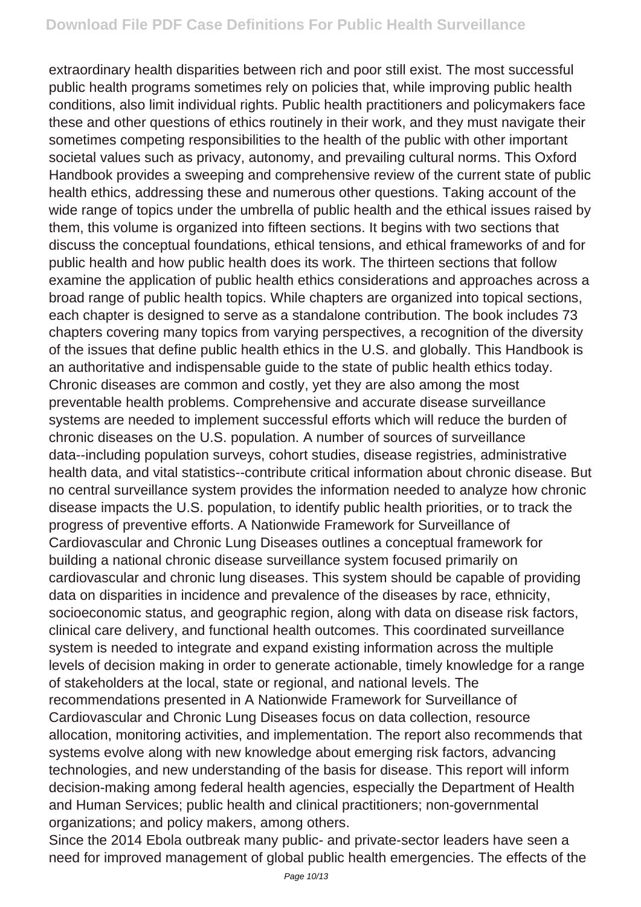extraordinary health disparities between rich and poor still exist. The most successful public health programs sometimes rely on policies that, while improving public health conditions, also limit individual rights. Public health practitioners and policymakers face these and other questions of ethics routinely in their work, and they must navigate their sometimes competing responsibilities to the health of the public with other important societal values such as privacy, autonomy, and prevailing cultural norms. This Oxford Handbook provides a sweeping and comprehensive review of the current state of public health ethics, addressing these and numerous other questions. Taking account of the wide range of topics under the umbrella of public health and the ethical issues raised by them, this volume is organized into fifteen sections. It begins with two sections that discuss the conceptual foundations, ethical tensions, and ethical frameworks of and for public health and how public health does its work. The thirteen sections that follow examine the application of public health ethics considerations and approaches across a broad range of public health topics. While chapters are organized into topical sections, each chapter is designed to serve as a standalone contribution. The book includes 73 chapters covering many topics from varying perspectives, a recognition of the diversity of the issues that define public health ethics in the U.S. and globally. This Handbook is an authoritative and indispensable guide to the state of public health ethics today.
Chronic diseases are common and costly, yet they are also among the most preventable health problems. Comprehensive and accurate disease surveillance systems are needed to implement successful efforts which will reduce the burden of chronic diseases on the U.S. population. A number of sources of surveillance data--including population surveys, cohort studies, disease registries, administrative health data, and vital statistics--contribute critical information about chronic disease. But no central surveillance system provides the information needed to analyze how chronic disease impacts the U.S. population, to identify public health priorities, or to track the progress of preventive efforts. A Nationwide Framework for Surveillance of Cardiovascular and Chronic Lung Diseases outlines a conceptual framework for building a national chronic disease surveillance system focused primarily on cardiovascular and chronic lung diseases. This system should be capable of providing data on disparities in incidence and prevalence of the diseases by race, ethnicity, socioeconomic status, and geographic region, along with data on disease risk factors, clinical care delivery, and functional health outcomes. This coordinated surveillance system is needed to integrate and expand existing information across the multiple levels of decision making in order to generate actionable, timely knowledge for a range of stakeholders at the local, state or regional, and national levels. The recommendations presented in A Nationwide Framework for Surveillance of Cardiovascular and Chronic Lung Diseases focus on data collection, resource allocation, monitoring activities, and implementation. The report also recommends that systems evolve along with new knowledge about emerging risk factors, advancing technologies, and new understanding of the basis for disease. This report will inform decision-making among federal health agencies, especially the Department of Health and Human Services; public health and clinical practitioners; non-governmental organizations; and policy makers, among others.

Since the 2014 Ebola outbreak many public- and private-sector leaders have seen a need for improved management of global public health emergencies. The effects of the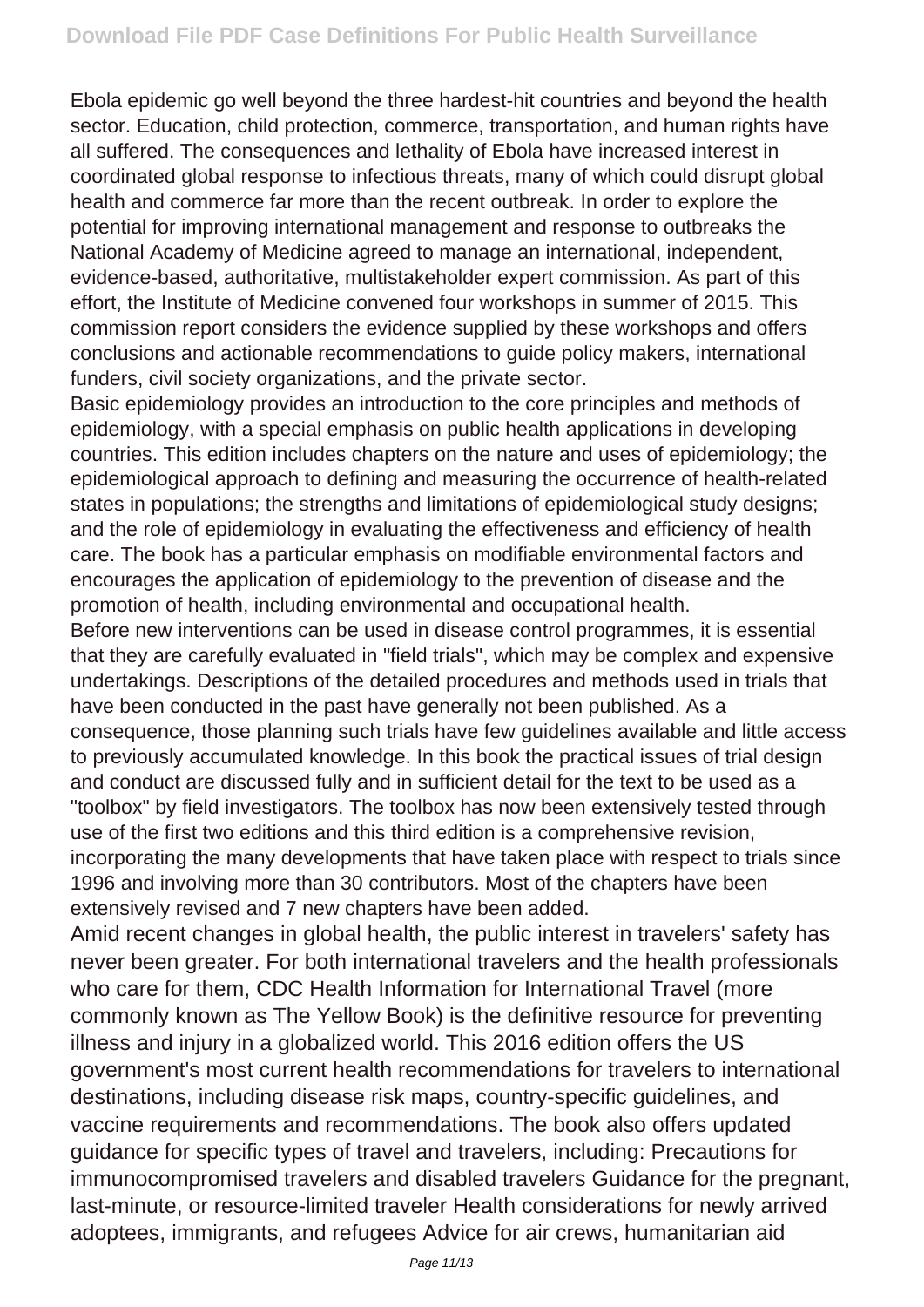Ebola epidemic go well beyond the three hardest-hit countries and beyond the health sector. Education, child protection, commerce, transportation, and human rights have all suffered. The consequences and lethality of Ebola have increased interest in coordinated global response to infectious threats, many of which could disrupt global health and commerce far more than the recent outbreak. In order to explore the potential for improving international management and response to outbreaks the National Academy of Medicine agreed to manage an international, independent, evidence-based, authoritative, multistakeholder expert commission. As part of this effort, the Institute of Medicine convened four workshops in summer of 2015. This commission report considers the evidence supplied by these workshops and offers conclusions and actionable recommendations to guide policy makers, international funders, civil society organizations, and the private sector.

Basic epidemiology provides an introduction to the core principles and methods of epidemiology, with a special emphasis on public health applications in developing countries. This edition includes chapters on the nature and uses of epidemiology; the epidemiological approach to defining and measuring the occurrence of health-related states in populations; the strengths and limitations of epidemiological study designs; and the role of epidemiology in evaluating the effectiveness and efficiency of health care. The book has a particular emphasis on modifiable environmental factors and encourages the application of epidemiology to the prevention of disease and the promotion of health, including environmental and occupational health.

Before new interventions can be used in disease control programmes, it is essential that they are carefully evaluated in "field trials", which may be complex and expensive undertakings. Descriptions of the detailed procedures and methods used in trials that have been conducted in the past have generally not been published. As a consequence, those planning such trials have few guidelines available and little access to previously accumulated knowledge. In this book the practical issues of trial design and conduct are discussed fully and in sufficient detail for the text to be used as a "toolbox" by field investigators. The toolbox has now been extensively tested through use of the first two editions and this third edition is a comprehensive revision, incorporating the many developments that have taken place with respect to trials since 1996 and involving more than 30 contributors. Most of the chapters have been extensively revised and 7 new chapters have been added.

Amid recent changes in global health, the public interest in travelers' safety has never been greater. For both international travelers and the health professionals who care for them, CDC Health Information for International Travel (more commonly known as The Yellow Book) is the definitive resource for preventing illness and injury in a globalized world. This 2016 edition offers the US government's most current health recommendations for travelers to international destinations, including disease risk maps, country-specific guidelines, and vaccine requirements and recommendations. The book also offers updated guidance for specific types of travel and travelers, including: Precautions for immunocompromised travelers and disabled travelers Guidance for the pregnant, last-minute, or resource-limited traveler Health considerations for newly arrived adoptees, immigrants, and refugees Advice for air crews, humanitarian aid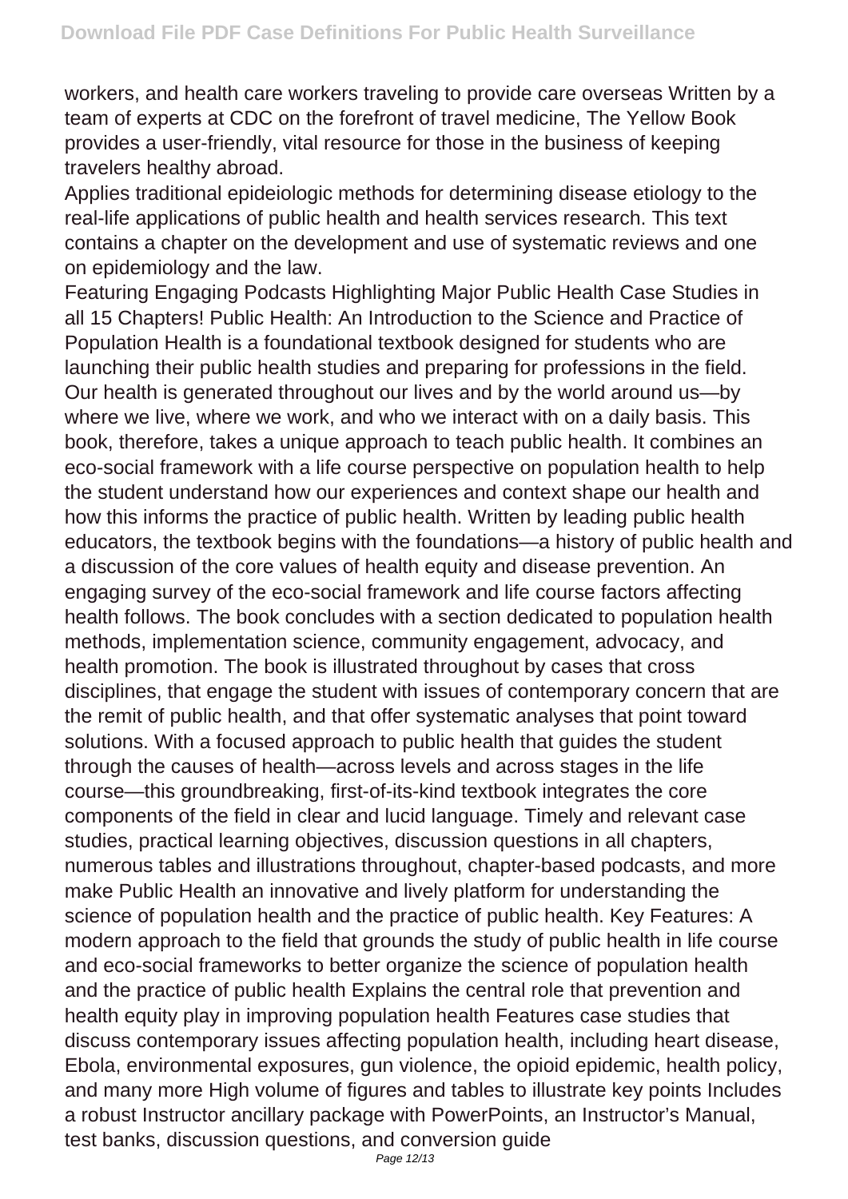workers, and health care workers traveling to provide care overseas Written by a team of experts at CDC on the forefront of travel medicine, The Yellow Book provides a user-friendly, vital resource for those in the business of keeping travelers healthy abroad.

Applies traditional epideiologic methods for determining disease etiology to the real-life applications of public health and health services research. This text contains a chapter on the development and use of systematic reviews and one on epidemiology and the law.

Featuring Engaging Podcasts Highlighting Major Public Health Case Studies in all 15 Chapters! Public Health: An Introduction to the Science and Practice of Population Health is a foundational textbook designed for students who are launching their public health studies and preparing for professions in the field. Our health is generated throughout our lives and by the world around us—by where we live, where we work, and who we interact with on a daily basis. This book, therefore, takes a unique approach to teach public health. It combines an eco-social framework with a life course perspective on population health to help the student understand how our experiences and context shape our health and how this informs the practice of public health. Written by leading public health educators, the textbook begins with the foundations—a history of public health and a discussion of the core values of health equity and disease prevention. An engaging survey of the eco-social framework and life course factors affecting health follows. The book concludes with a section dedicated to population health methods, implementation science, community engagement, advocacy, and health promotion. The book is illustrated throughout by cases that cross disciplines, that engage the student with issues of contemporary concern that are the remit of public health, and that offer systematic analyses that point toward solutions. With a focused approach to public health that guides the student through the causes of health—across levels and across stages in the life course—this groundbreaking, first-of-its-kind textbook integrates the core components of the field in clear and lucid language. Timely and relevant case studies, practical learning objectives, discussion questions in all chapters, numerous tables and illustrations throughout, chapter-based podcasts, and more make Public Health an innovative and lively platform for understanding the science of population health and the practice of public health. Key Features: A modern approach to the field that grounds the study of public health in life course and eco-social frameworks to better organize the science of population health and the practice of public health Explains the central role that prevention and health equity play in improving population health Features case studies that discuss contemporary issues affecting population health, including heart disease, Ebola, environmental exposures, gun violence, the opioid epidemic, health policy, and many more High volume of figures and tables to illustrate key points Includes a robust Instructor ancillary package with PowerPoints, an Instructor's Manual, test banks, discussion questions, and conversion guide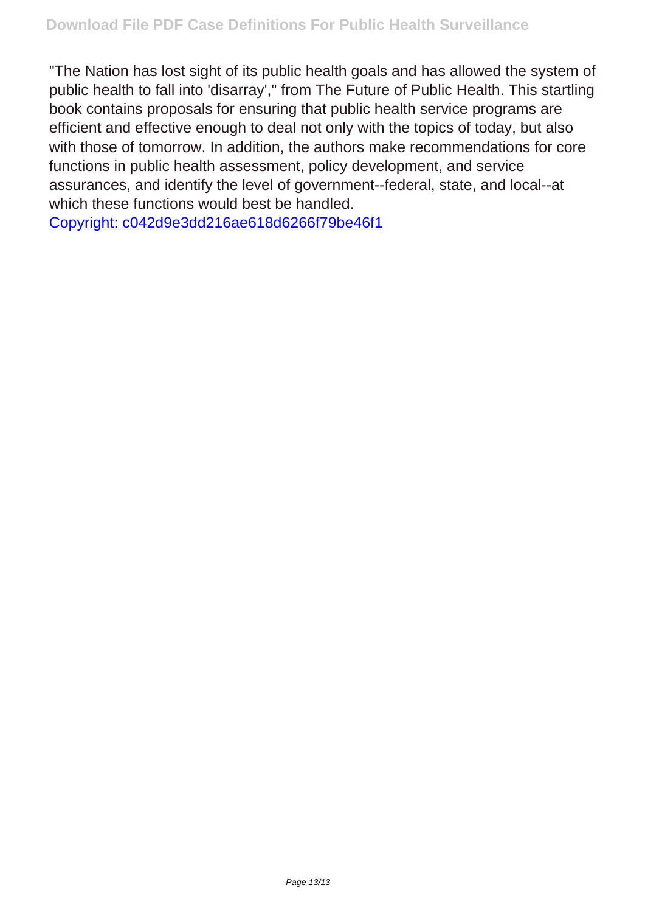"The Nation has lost sight of its public health goals and has allowed the system of public health to fall into 'disarray'," from The Future of Public Health. This startling book contains proposals for ensuring that public health service programs are efficient and effective enough to deal not only with the topics of today, but also with those of tomorrow. In addition, the authors make recommendations for core functions in public health assessment, policy development, and service assurances, and identify the level of government--federal, state, and local--at which these functions would best be handled.

Copyright: c042d9e3dd216ae618d6266f79be46f1